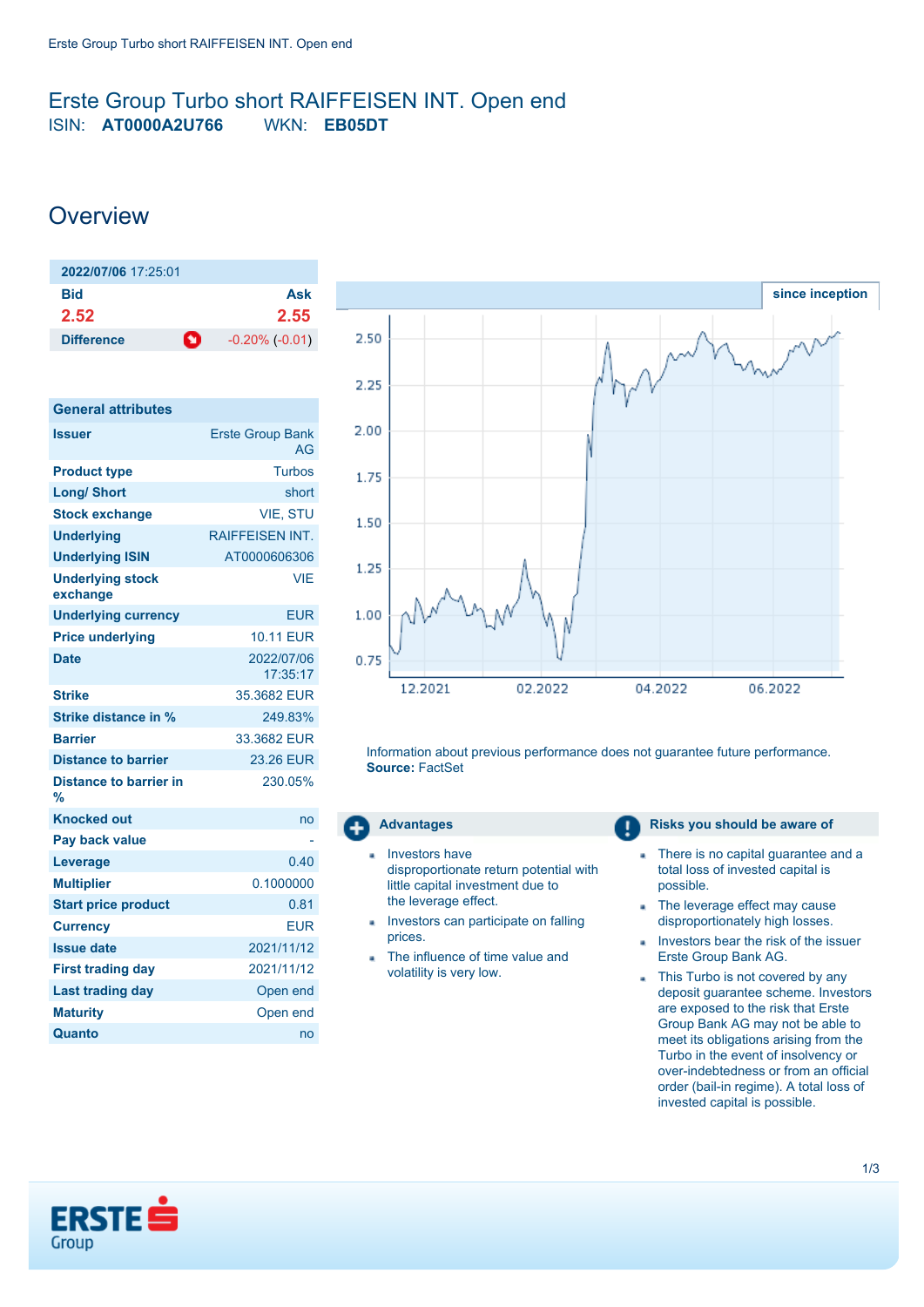# Erste Group Turbo short RAIFFEISEN INT. Open end

ISIN: **AT0000A2U766** WKN: **EB05DT**

## Overview

| 2022/07/06 17:25:01 | |
|---|---|
| **Bid** | **Ask** |
| **2.52** | **2.55** |
| **Difference** | -0.20% (-0.01) |

| General attributes | |
|---|---|
| **Issuer** | Erste Group Bank AG |
| **Product type** | Turbos |
| **Long/ Short** | short |
| **Stock exchange** | VIE, STU |
| **Underlying** | RAIFFEISEN INT. |
| **Underlying ISIN** | AT0000606306 |
| **Underlying stock exchange** | VIE |
| **Underlying currency** | EUR |
| **Price underlying** | 10.11 EUR |
| **Date** | 2022/07/06 17:35:17 |
| **Strike** | 35.3682 EUR |
| **Strike distance in %** | 249.83% |
| **Barrier** | 33.3682 EUR |
| **Distance to barrier** | 23.26 EUR |
| **Distance to barrier in %** | 230.05% |
| **Knocked out** | no |
| **Pay back value** | - |
| **Leverage** | 0.40 |
| **Multiplier** | 0.1000000 |
| **Start price product** | 0.81 |
| **Currency** | EUR |
| **Issue date** | 2021/11/12 |
| **First trading day** | 2021/11/12 |
| **Last trading day** | Open end |
| **Maturity** | Open end |
| **Quanto** | no |

since inception

Information about previous performance does not guarantee future performance.
**Source:** FactSet

### Advantages

- Investors have disproportionate return potential with little capital investment due to the leverage effect.
- Investors can participate on falling prices.
- The influence of time value and volatility is very low.

### Risks you should be aware of

- There is no capital guarantee and a total loss of invested capital is possible.
- The leverage effect may cause disproportionately high losses.
- Investors bear the risk of the issuer Erste Group Bank AG.
- This Turbo is not covered by any deposit guarantee scheme. Investors are exposed to the risk that Erste Group Bank AG may not be able to meet its obligations arising from the Turbo in the event of insolvency or over-indebtedness or from an official order (bail-in regime). A total loss of invested capital is possible.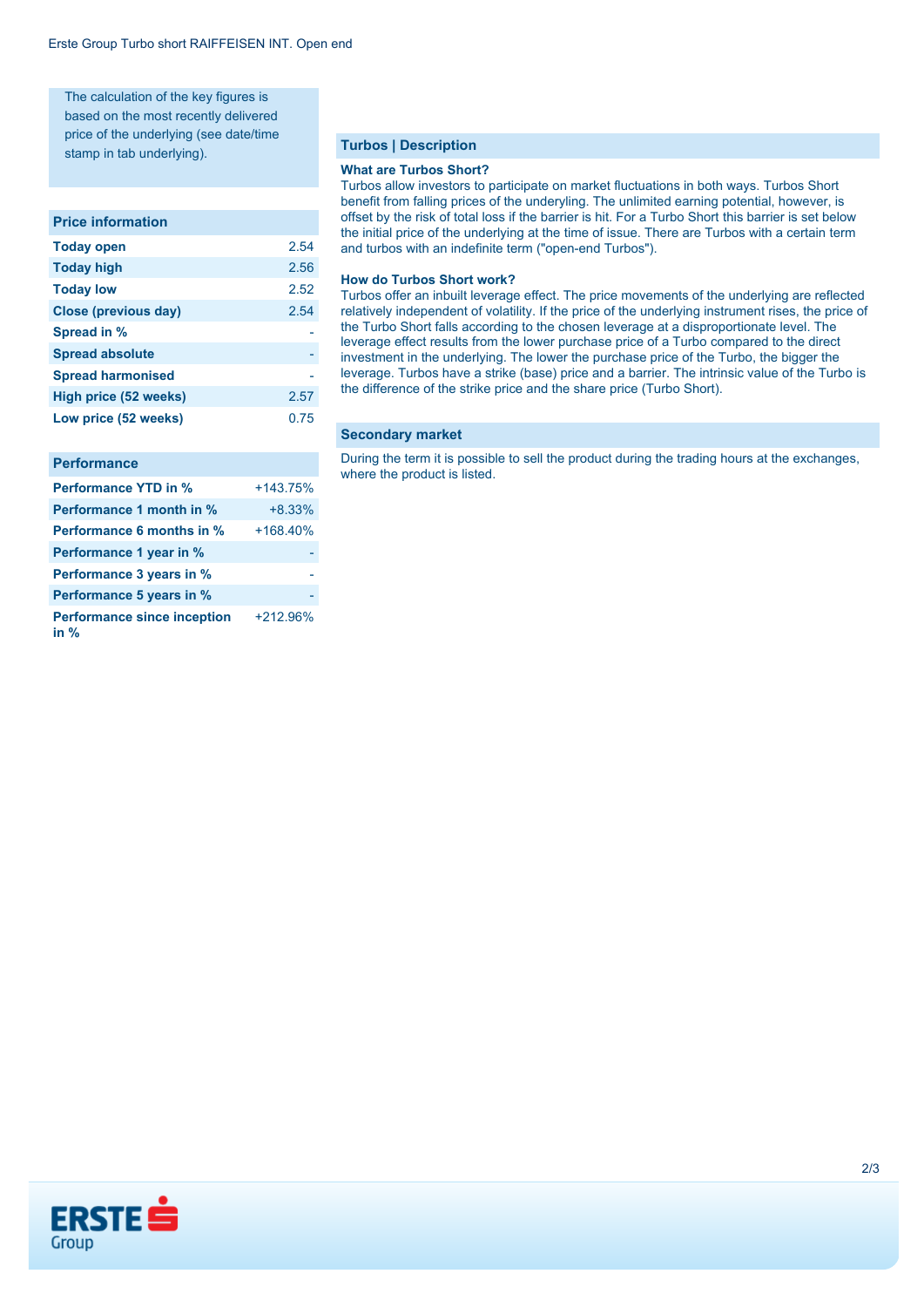The calculation of the key figures is based on the most recently delivered price of the underlying (see date/time stamp in tab underlying).

## Price information

| | |
|---|---|
| **Today open** | 2.54 |
| **Today high** | 2.56 |
| **Today low** | 2.52 |
| **Close (previous day)** | 2.54 |
| **Spread in %** | - |
| **Spread absolute** | - |
| **Spread harmonised** | - |
| **High price (52 weeks)** | 2.57 |
| **Low price (52 weeks)** | 0.75 |

## Performance

| | |
|---|---|
| **Performance YTD in %** | +143.75% |
| **Performance 1 month in %** | +8.33% |
| **Performance 6 months in %** | +168.40% |
| **Performance 1 year in %** | - |
| **Performance 3 years in %** | - |
| **Performance 5 years in %** | - |
| **Performance since inception in %** | +212.96% |

## Turbos | Description

### What are Turbos Short?

Turbos allow investors to participate on market fluctuations in both ways. Turbos Short benefit from falling prices of the underlying. The unlimited earning potential, however, is offset by the risk of total loss if the barrier is hit. For a Turbo Short this barrier is set below the initial price of the underlying at the time of issue. There are Turbos with a certain term and turbos with an indefinite term ("open-end Turbos").

### How do Turbos Short work?

Turbos offer an inbuilt leverage effect. The price movements of the underlying are reflected relatively independent of volatility. If the price of the underlying instrument rises, the price of the Turbo Short falls according to the chosen leverage at a disproportionate level. The leverage effect results from the lower purchase price of a Turbo compared to the direct investment in the underlying. The lower the purchase price of the Turbo, the bigger the leverage. Turbos have a strike (base) price and a barrier. The intrinsic value of the Turbo is the difference of the strike price and the share price (Turbo Short).

## Secondary market

During the term it is possible to sell the product during the trading hours at the exchanges, where the product is listed.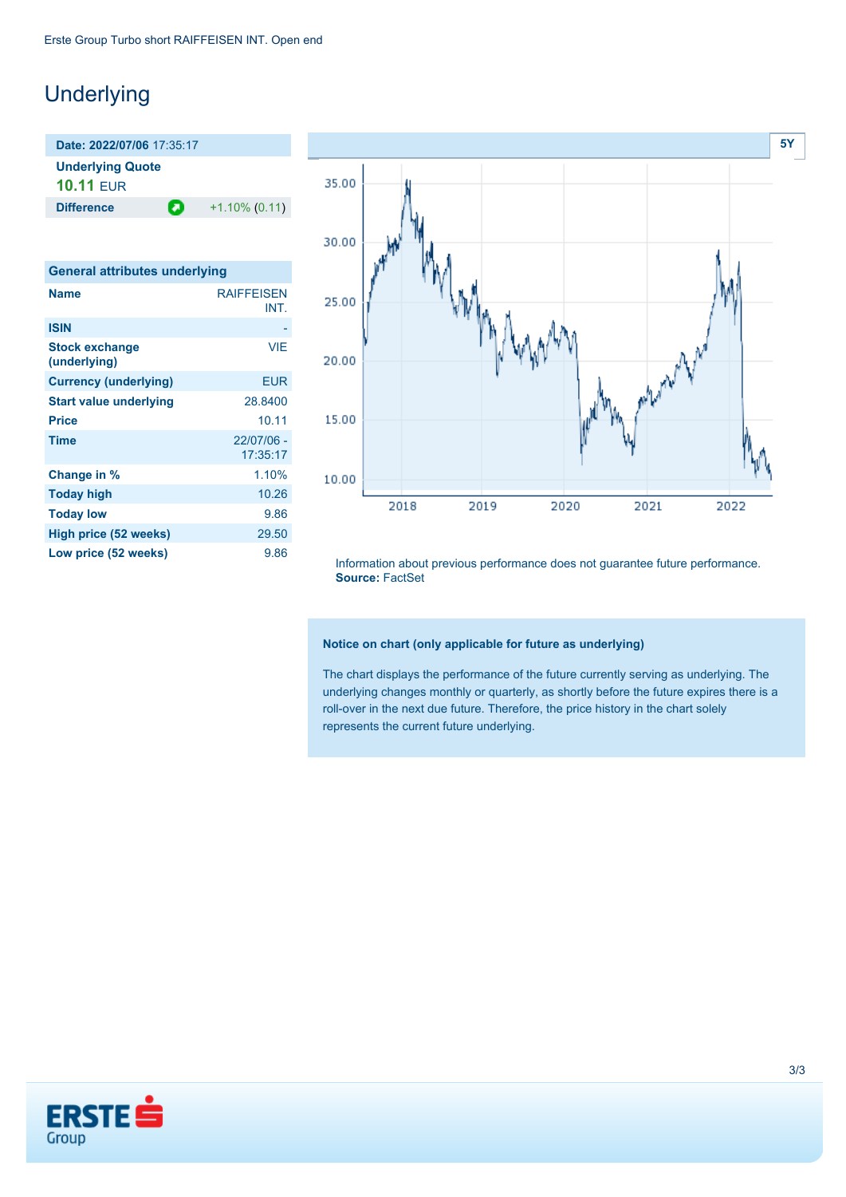Erste Group Turbo short RAIFFEISEN INT. Open end

# Underlying

| | |
|---|---|
| **Date: 2022/07/06** 17:35:17 | |
| **Underlying Quote** | **10.11** EUR |
| **Difference** | +1.10% (0.11) |

## General attributes underlying

| | |
|---|---|
| **Name** | RAIFFEISEN INT. |
| **ISIN** | - |
| **Stock exchange (underlying)** | VIE |
| **Currency (underlying)** | EUR |
| **Start value underlying** | 28.8400 |
| **Price** | 10.11 |
| **Time** | 22/07/06 - 17:35:17 |
| **Change in %** | 1.10% |
| **Today high** | 10.26 |
| **Today low** | 9.86 |
| **High price (52 weeks)** | 29.50 |
| **Low price (52 weeks)** | 9.86 |

5Y

35.00
30.00
25.00
20.00
15.00
10.00

2018
2019
2020
2021
2022

Information about previous performance does not guarantee future performance.
**Source:** FactSet

**Notice on chart (only applicable for future as underlying)**

The chart displays the performance of the future currently serving as underlying. The underlying changes monthly or quarterly, as shortly before the future expires there is a roll-over in the next due future. Therefore, the price history in the chart solely represents the current future underlying.